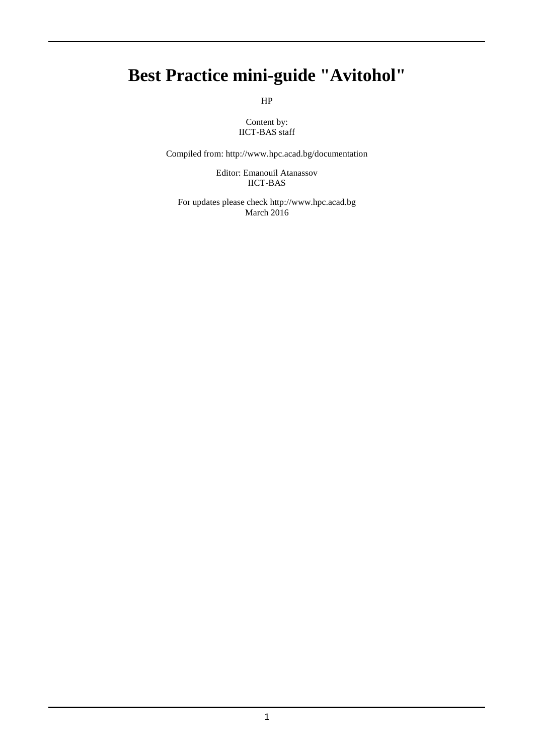# Best Practice mini-guide "Avitohol"

HP

Content by:
IICT-BAS staff

Compiled from: http://www.hpc.acad.bg/documentation

Editor: Emanouil Atanassov
IICT-BAS

For updates please check http://www.hpc.acad.bg
March 2016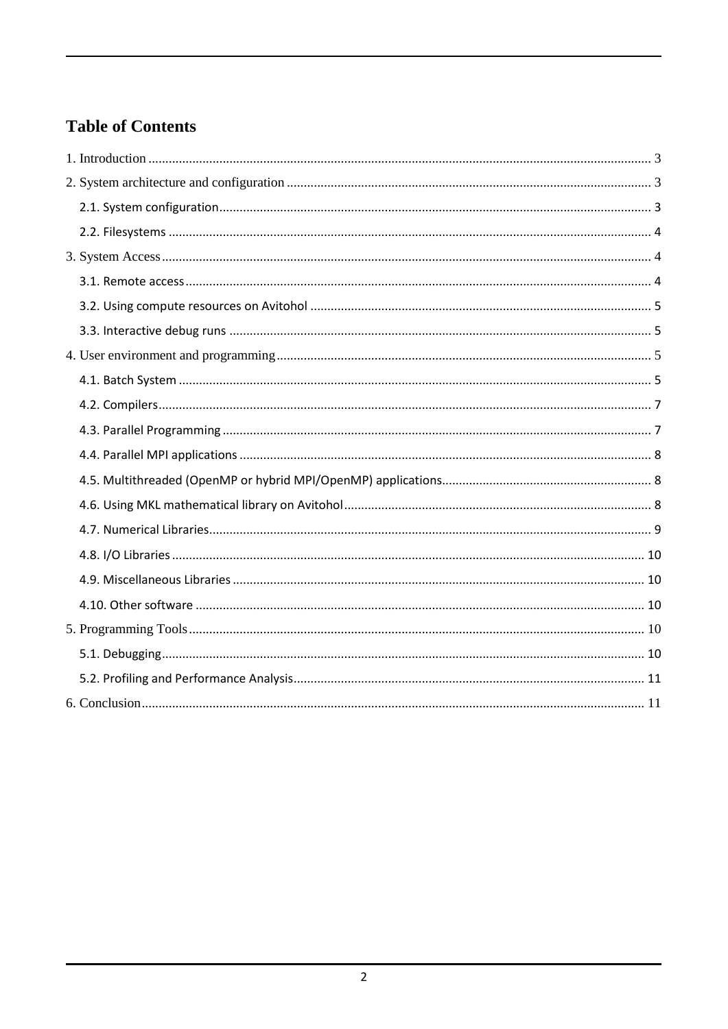# Table of Contents

1. Introduction ..... 3

2. System architecture and configuration ..... 3

  2.1. System configuration ..... 3

  2.2. Filesystems ..... 4

3. System Access ..... 4

  3.1. Remote access ..... 4

  3.2. Using compute resources on Avitohol ..... 5

  3.3. Interactive debug runs ..... 5

4. User environment and programming ..... 5

  4.1. Batch System ..... 5

  4.2. Compilers ..... 7

  4.3. Parallel Programming ..... 7

  4.4. Parallel MPI applications ..... 8

  4.5. Multithreaded (OpenMP or hybrid MPI/OpenMP) applications ..... 8

  4.6. Using MKL mathematical library on Avitohol ..... 8

  4.7. Numerical Libraries ..... 9

  4.8. I/O Libraries ..... 10

  4.9. Miscellaneous Libraries ..... 10

  4.10. Other software ..... 10

5. Programming Tools ..... 10

  5.1. Debugging ..... 10

  5.2. Profiling and Performance Analysis ..... 11

6. Conclusion ..... 11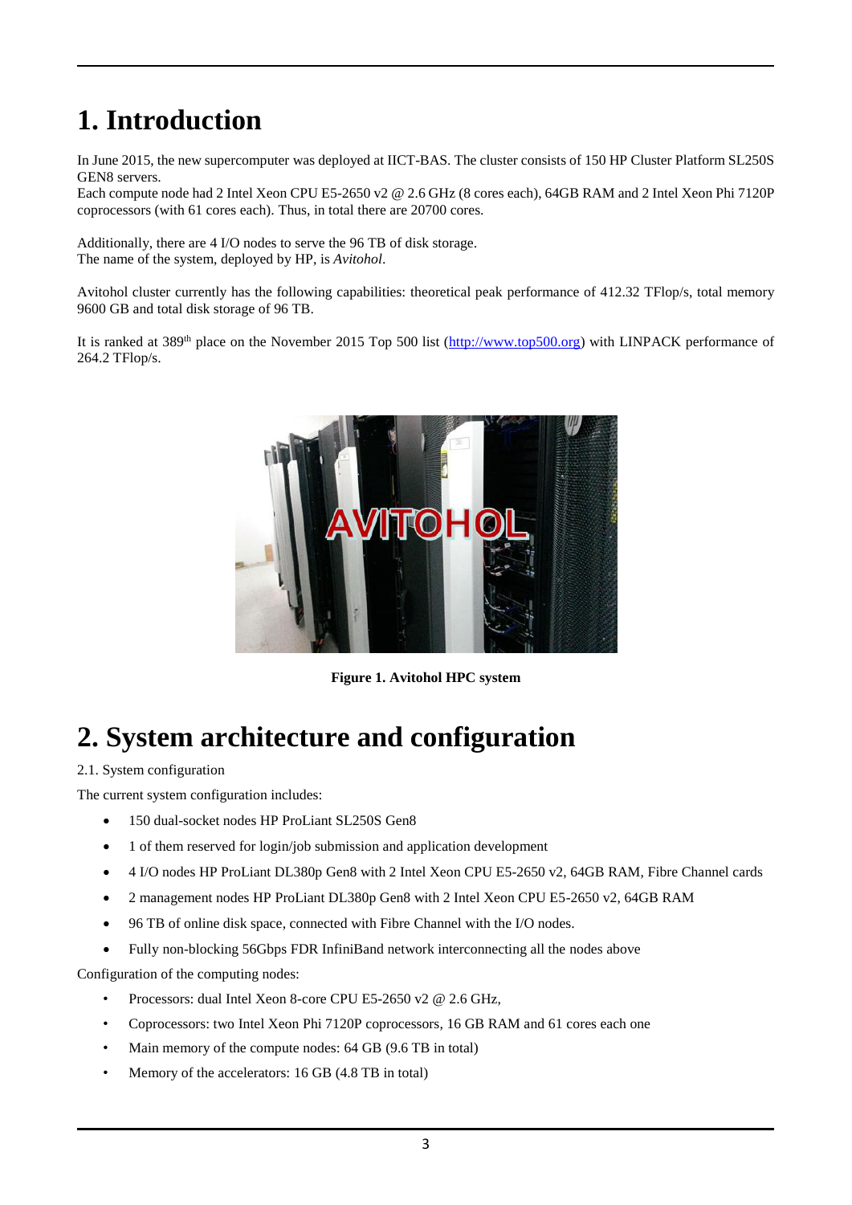# 1. Introduction

In June 2015, the new supercomputer was deployed at IICT-BAS. The cluster consists of 150 HP Cluster Platform SL250S GEN8 servers.
Each compute node had 2 Intel Xeon CPU E5-2650 v2 @ 2.6 GHz (8 cores each), 64GB RAM and 2 Intel Xeon Phi 7120P coprocessors (with 61 cores each). Thus, in total there are 20700 cores.

Additionally, there are 4 I/O nodes to serve the 96 TB of disk storage.
The name of the system, deployed by HP, is *Avitohol*.

Avitohol cluster currently has the following capabilities: theoretical peak performance of 412.32 TFlop/s, total memory 9600 GB and total disk storage of 96 TB.

It is ranked at 389th place on the November 2015 Top 500 list (http://www.top500.org) with LINPACK performance of 264.2 TFlop/s.

**Figure 1. Avitohol HPC system**

# 2. System architecture and configuration

2.1. System configuration

The current system configuration includes:

- 150 dual-socket nodes HP ProLiant SL250S Gen8
- 1 of them reserved for login/job submission and application development
- 4 I/O nodes HP ProLiant DL380p Gen8 with 2 Intel Xeon CPU E5-2650 v2, 64GB RAM, Fibre Channel cards
- 2 management nodes HP ProLiant DL380p Gen8 with 2 Intel Xeon CPU E5-2650 v2, 64GB RAM
- 96 TB of online disk space, connected with Fibre Channel with the I/O nodes.
- Fully non-blocking 56Gbps FDR InfiniBand network interconnecting all the nodes above

Configuration of the computing nodes:

- Processors: dual Intel Xeon 8-core CPU E5-2650 v2 @ 2.6 GHz,
- Coprocessors: two Intel Xeon Phi 7120P coprocessors, 16 GB RAM and 61 cores each one
- Main memory of the compute nodes: 64 GB (9.6 TB in total)
- Memory of the accelerators: 16 GB (4.8 TB in total)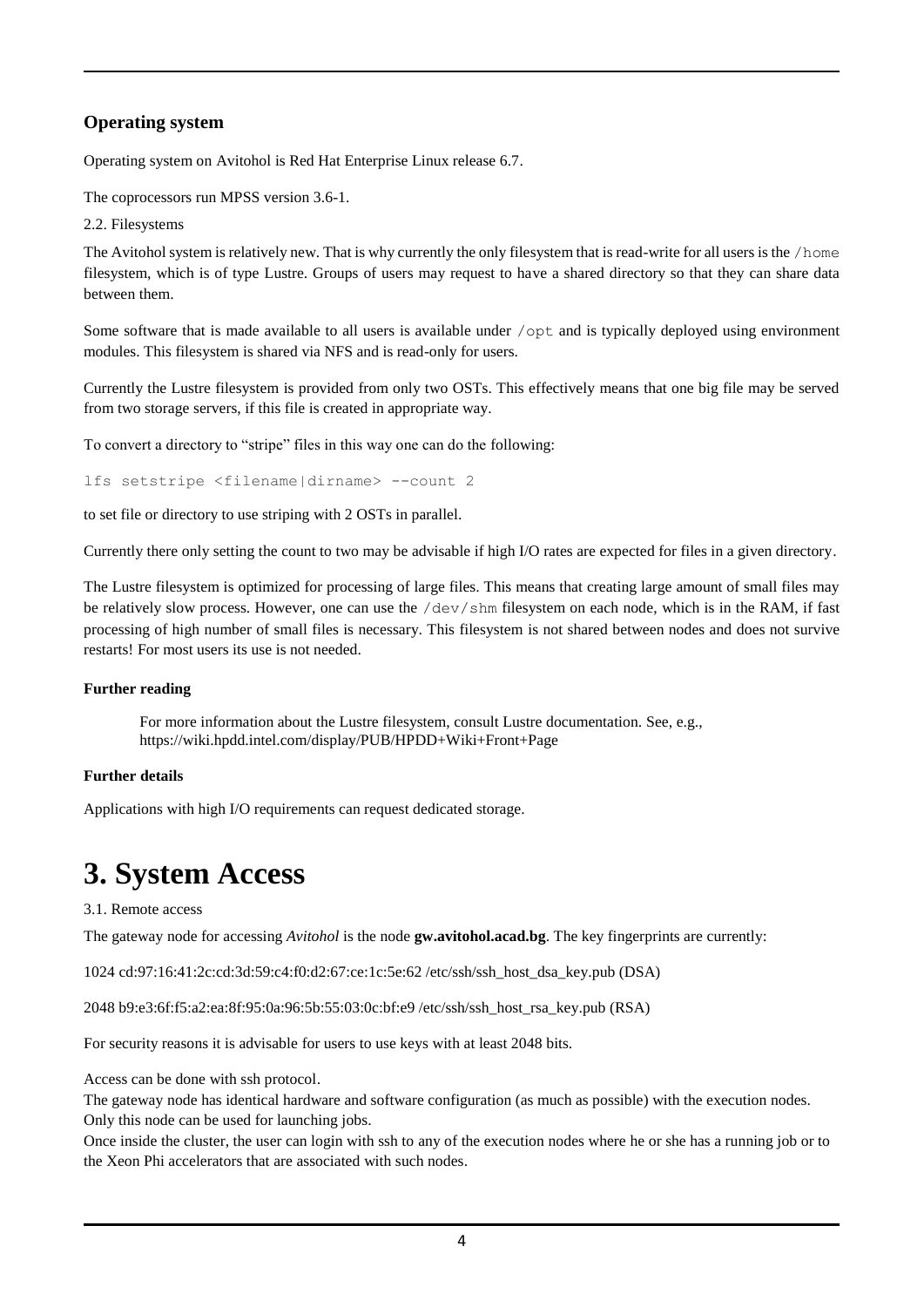### Operating system

Operating system on Avitohol is Red Hat Enterprise Linux release 6.7.

The coprocessors run MPSS version 3.6-1.

2.2. Filesystems

The Avitohol system is relatively new. That is why currently the only filesystem that is read-write for all users is the `/home` filesystem, which is of type Lustre. Groups of users may request to have a shared directory so that they can share data between them.

Some software that is made available to all users is available under `/opt` and is typically deployed using environment modules. This filesystem is shared via NFS and is read-only for users.

Currently the Lustre filesystem is provided from only two OSTs. This effectively means that one big file may be served from two storage servers, if this file is created in appropriate way.

To convert a directory to "stripe" files in this way one can do the following:

```
lfs setstripe <filename|dirname> --count 2
```

to set file or directory to use striping with 2 OSTs in parallel.

Currently there only setting the count to two may be advisable if high I/O rates are expected for files in a given directory.

The Lustre filesystem is optimized for processing of large files. This means that creating large amount of small files may be relatively slow process. However, one can use the `/dev/shm` filesystem on each node, which is in the RAM, if fast processing of high number of small files is necessary. This filesystem is not shared between nodes and does not survive restarts! For most users its use is not needed.

**Further reading**

> For more information about the Lustre filesystem, consult Lustre documentation. See, e.g., https://wiki.hpdd.intel.com/display/PUB/HPDD+Wiki+Front+Page

**Further details**

Applications with high I/O requirements can request dedicated storage.

# 3. System Access

3.1. Remote access

The gateway node for accessing *Avitohol* is the node **gw.avitohol.acad.bg**. The key fingerprints are currently:

1024 cd:97:16:41:2c:cd:3d:59:c4:f0:d2:67:ce:1c:5e:62 /etc/ssh/ssh_host_dsa_key.pub (DSA)

2048 b9:e3:6f:f5:a2:ea:8f:95:0a:96:5b:55:03:0c:bf:e9 /etc/ssh/ssh_host_rsa_key.pub (RSA)

For security reasons it is advisable for users to use keys with at least 2048 bits.

Access can be done with ssh protocol.
The gateway node has identical hardware and software configuration (as much as possible) with the execution nodes.
Only this node can be used for launching jobs.
Once inside the cluster, the user can login with ssh to any of the execution nodes where he or she has a running job or to the Xeon Phi accelerators that are associated with such nodes.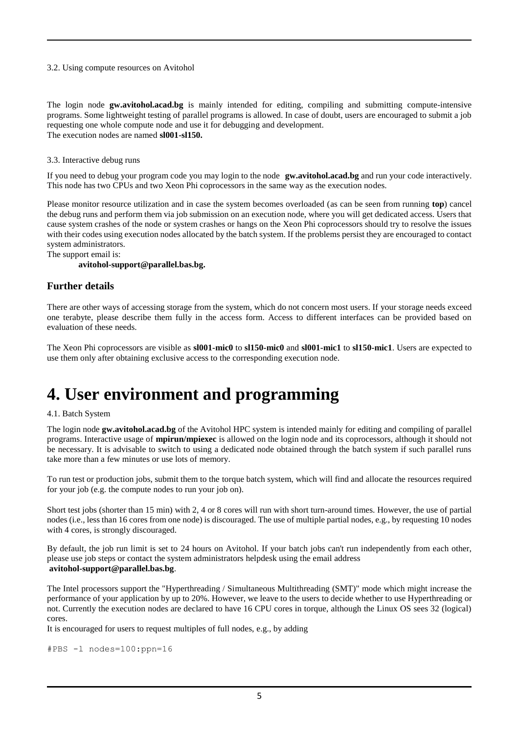3.2. Using compute resources on Avitohol

The login node **gw.avitohol.acad.bg** is mainly intended for editing, compiling and submitting compute-intensive programs. Some lightweight testing of parallel programs is allowed. In case of doubt, users are encouraged to submit a job requesting one whole compute node and use it for debugging and development.
The execution nodes are named **sl001-sl150.**

3.3. Interactive debug runs

If you need to debug your program code you may login to the node **gw.avitohol.acad.bg** and run your code interactively. This node has two CPUs and two Xeon Phi coprocessors in the same way as the execution nodes.

Please monitor resource utilization and in case the system becomes overloaded (as can be seen from running **top**) cancel the debug runs and perform them via job submission on an execution node, where you will get dedicated access. Users that cause system crashes of the node or system crashes or hangs on the Xeon Phi coprocessors should try to resolve the issues with their codes using execution nodes allocated by the batch system. If the problems persist they are encouraged to contact system administrators.
The support email is:

**avitohol-support@parallel.bas.bg.**

### Further details

There are other ways of accessing storage from the system, which do not concern most users. If your storage needs exceed one terabyte, please describe them fully in the access form. Access to different interfaces can be provided based on evaluation of these needs.

The Xeon Phi coprocessors are visible as **sl001-mic0** to **sl150-mic0** and **sl001-mic1** to **sl150-mic1**. Users are expected to use them only after obtaining exclusive access to the corresponding execution node.

# 4. User environment and programming

4.1. Batch System

The login node **gw.avitohol.acad.bg** of the Avitohol HPC system is intended mainly for editing and compiling of parallel programs. Interactive usage of **mpirun/mpiexec** is allowed on the login node and its coprocessors, although it should not be necessary. It is advisable to switch to using a dedicated node obtained through the batch system if such parallel runs take more than a few minutes or use lots of memory.

To run test or production jobs, submit them to the torque batch system, which will find and allocate the resources required for your job (e.g. the compute nodes to run your job on).

Short test jobs (shorter than 15 min) with 2, 4 or 8 cores will run with short turn-around times. However, the use of partial nodes (i.e., less than 16 cores from one node) is discouraged. The use of multiple partial nodes, e.g., by requesting 10 nodes with 4 cores, is strongly discouraged.

By default, the job run limit is set to 24 hours on Avitohol. If your batch jobs can't run independently from each other, please use job steps or contact the system administrators helpdesk using the email address
**avitohol-support@parallel.bas.bg**.

The Intel processors support the "Hyperthreading / Simultaneous Multithreading (SMT)" mode which might increase the performance of your application by up to 20%. However, we leave to the users to decide whether to use Hyperthreading or not. Currently the execution nodes are declared to have 16 CPU cores in torque, although the Linux OS sees 32 (logical) cores.
It is encouraged for users to request multiples of full nodes, e.g., by adding

```
#PBS -l nodes=100:ppn=16
```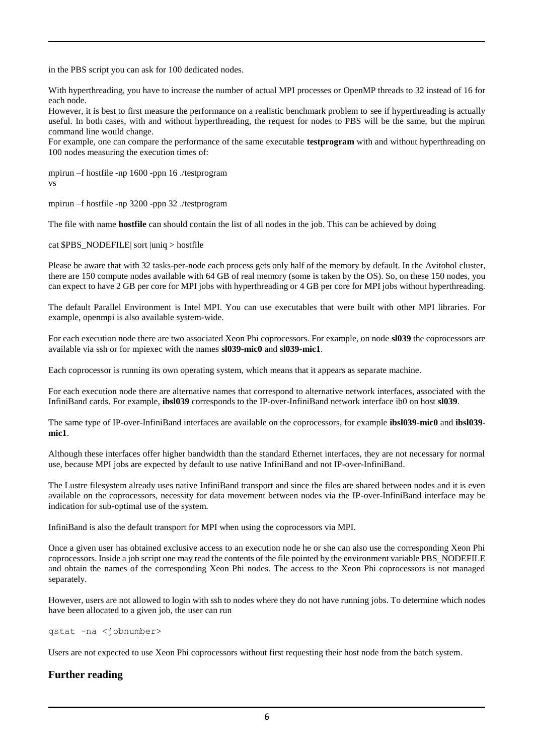in the PBS script you can ask for 100 dedicated nodes.

With hyperthreading, you have to increase the number of actual MPI processes or OpenMP threads to 32 instead of 16 for each node.

However, it is best to first measure the performance on a realistic benchmark problem to see if hyperthreading is actually useful. In both cases, with and without hyperthreading, the request for nodes to PBS will be the same, but the mpirun command line would change.

For example, one can compare the performance of the same executable **testprogram** with and without hyperthreading on 100 nodes measuring the execution times of:

```
mpirun –f hostfile -np 1600 -ppn 16 ./testprogram
```

vs

```
mpirun –f hostfile -np 3200 -ppn 32 ./testprogram
```

The file with name **hostfile** can should contain the list of all nodes in the job. This can be achieved by doing

```
cat $PBS_NODEFILE| sort |uniq > hostfile
```

Please be aware that with 32 tasks-per-node each process gets only half of the memory by default. In the Avitohol cluster, there are 150 compute nodes available with 64 GB of real memory (some is taken by the OS). So, on these 150 nodes, you can expect to have 2 GB per core for MPI jobs with hyperthreading or 4 GB per core for MPI jobs without hyperthreading.

The default Parallel Environment is Intel MPI. You can use executables that were built with other MPI libraries. For example, openmpi is also available system-wide.

For each execution node there are two associated Xeon Phi coprocessors. For example, on node **sl039** the coprocessors are available via ssh or for mpiexec with the names **sl039-mic0** and **sl039-mic1**.

Each coprocessor is running its own operating system, which means that it appears as separate machine.

For each execution node there are alternative names that correspond to alternative network interfaces, associated with the InfiniBand cards. For example, **ibsl039** corresponds to the IP-over-InfiniBand network interface ib0 on host **sl039**.

The same type of IP-over-InfiniBand interfaces are available on the coprocessors, for example **ibsl039-mic0** and **ibsl039-mic1**.

Although these interfaces offer higher bandwidth than the standard Ethernet interfaces, they are not necessary for normal use, because MPI jobs are expected by default to use native InfiniBand and not IP-over-InfiniBand.

The Lustre filesystem already uses native InfiniBand transport and since the files are shared between nodes and it is even available on the coprocessors, necessity for data movement between nodes via the IP-over-InfiniBand interface may be indication for sub-optimal use of the system.

InfiniBand is also the default transport for MPI when using the coprocessors via MPI.

Once a given user has obtained exclusive access to an execution node he or she can also use the corresponding Xeon Phi coprocessors. Inside a job script one may read the contents of the file pointed by the environment variable PBS_NODEFILE and obtain the names of the corresponding Xeon Phi nodes. The access to the Xeon Phi coprocessors is not managed separately.

However, users are not allowed to login with ssh to nodes where they do not have running jobs. To determine which nodes have been allocated to a given job, the user can run

```
qstat –na <jobnumber>
```

Users are not expected to use Xeon Phi coprocessors without first requesting their host node from the batch system.

## Further reading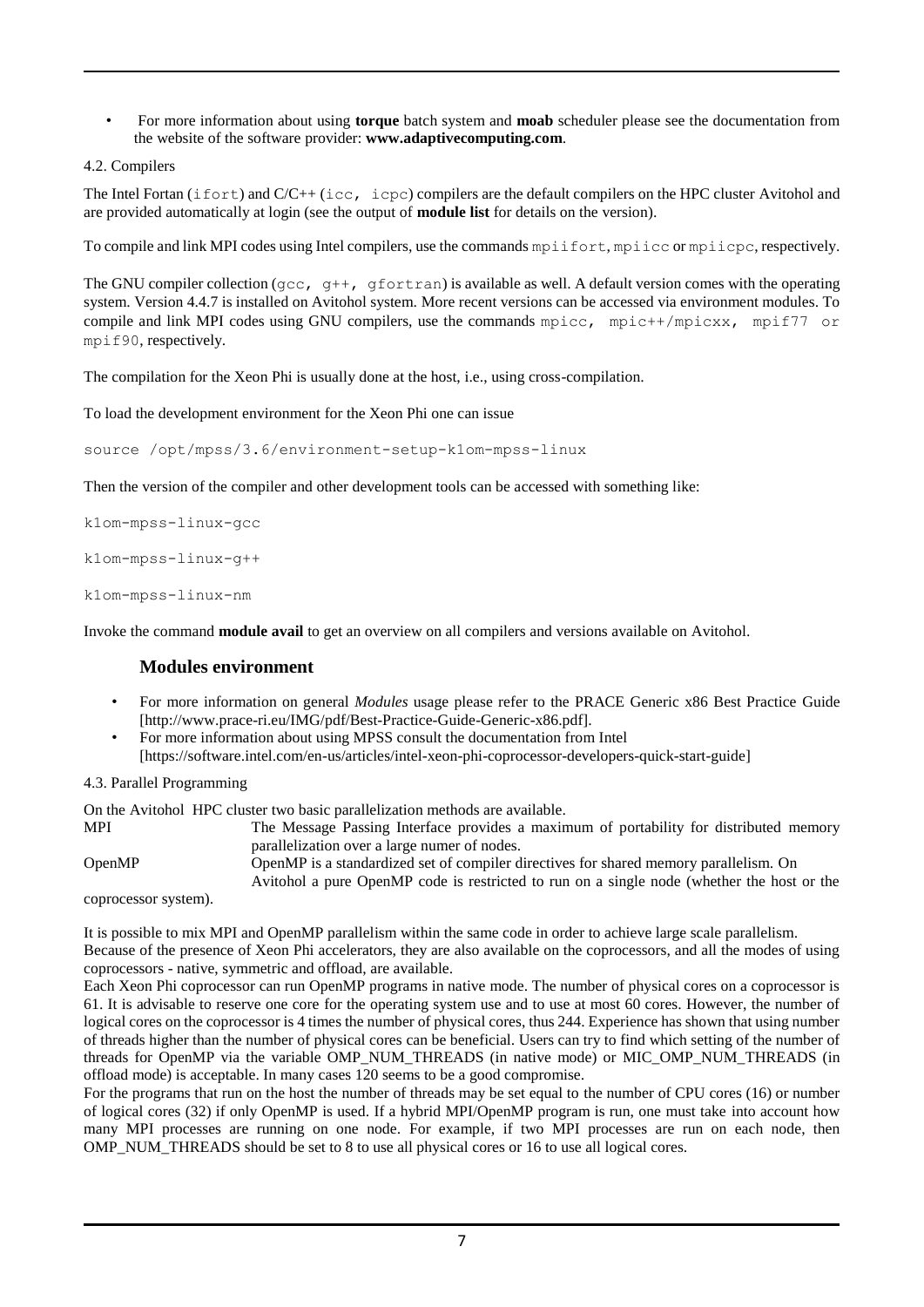- For more information about using **torque** batch system and **moab** scheduler please see the documentation from the website of the software provider: **www.adaptivecomputing.com**.

4.2. Compilers

The Intel Fortan (`ifort`) and C/C++ (`icc, icpc`) compilers are the default compilers on the HPC cluster Avitohol and are provided automatically at login (see the output of **module list** for details on the version).

To compile and link MPI codes using Intel compilers, use the commands `mpiifort`, `mpiicc` or `mpiicpc`, respectively.

The GNU compiler collection (`gcc, g++, gfortran`) is available as well. A default version comes with the operating system. Version 4.4.7 is installed on Avitohol system. More recent versions can be accessed via environment modules. To compile and link MPI codes using GNU compilers, use the commands `mpicc, mpic++/mpicxx, mpif77 or mpif90`, respectively.

The compilation for the Xeon Phi is usually done at the host, i.e., using cross-compilation.

To load the development environment for the Xeon Phi one can issue

```
source /opt/mpss/3.6/environment-setup-k1om-mpss-linux
```

Then the version of the compiler and other development tools can be accessed with something like:

```
k1om-mpss-linux-gcc

k1om-mpss-linux-g++

k1om-mpss-linux-nm
```

Invoke the command **module avail** to get an overview on all compilers and versions available on Avitohol.

### Modules environment

- For more information on general *Modules* usage please refer to the PRACE Generic x86 Best Practice Guide [http://www.prace-ri.eu/IMG/pdf/Best-Practice-Guide-Generic-x86.pdf].
- For more information about using MPSS consult the documentation from Intel [https://software.intel.com/en-us/articles/intel-xeon-phi-coprocessor-developers-quick-start-guide]

4.3. Parallel Programming

On the Avitohol HPC cluster two basic parallelization methods are available.

MPI — The Message Passing Interface provides a maximum of portability for distributed memory parallelization over a large numer of nodes.

OpenMP — OpenMP is a standardized set of compiler directives for shared memory parallelism. On Avitohol a pure OpenMP code is restricted to run on a single node (whether the host or the coprocessor system).

It is possible to mix MPI and OpenMP parallelism within the same code in order to achieve large scale parallelism. Because of the presence of Xeon Phi accelerators, they are also available on the coprocessors, and all the modes of using coprocessors - native, symmetric and offload, are available.

Each Xeon Phi coprocessor can run OpenMP programs in native mode. The number of physical cores on a coprocessor is 61. It is advisable to reserve one core for the operating system use and to use at most 60 cores. However, the number of logical cores on the coprocessor is 4 times the number of physical cores, thus 244. Experience has shown that using number of threads higher than the number of physical cores can be beneficial. Users can try to find which setting of the number of threads for OpenMP via the variable OMP_NUM_THREADS (in native mode) or MIC_OMP_NUM_THREADS (in offload mode) is acceptable. In many cases 120 seems to be a good compromise.

For the programs that run on the host the number of threads may be set equal to the number of CPU cores (16) or number of logical cores (32) if only OpenMP is used. If a hybrid MPI/OpenMP program is run, one must take into account how many MPI processes are running on one node. For example, if two MPI processes are run on each node, then OMP_NUM_THREADS should be set to 8 to use all physical cores or 16 to use all logical cores.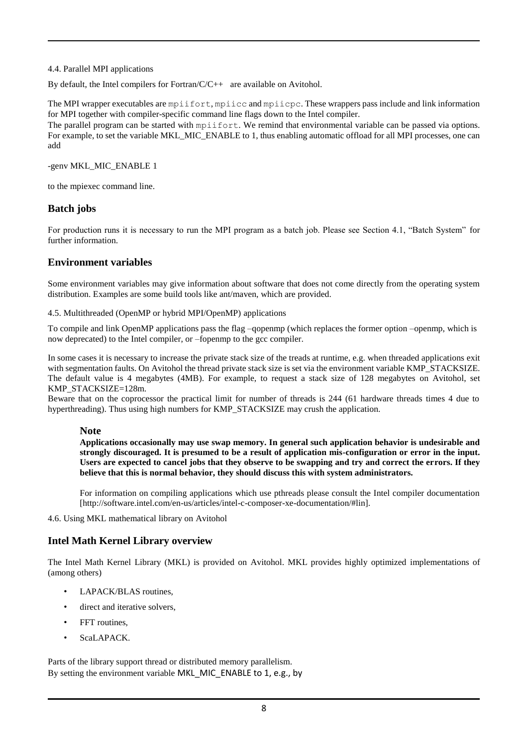4.4. Parallel MPI applications

By default, the Intel compilers for Fortran/C/C++ are available on Avitohol.

The MPI wrapper executables are `mpiifort`, `mpiicc` and `mpiicpc`. These wrappers pass include and link information for MPI together with compiler-specific command line flags down to the Intel compiler.

The parallel program can be started with `mpiifort`. We remind that environmental variable can be passed via options. For example, to set the variable MKL_MIC_ENABLE to 1, thus enabling automatic offload for all MPI processes, one can add

-genv MKL_MIC_ENABLE 1

to the mpiexec command line.

## Batch jobs

For production runs it is necessary to run the MPI program as a batch job. Please see Section 4.1, "Batch System" for further information.

## Environment variables

Some environment variables may give information about software that does not come directly from the operating system distribution. Examples are some build tools like ant/maven, which are provided.

4.5. Multithreaded (OpenMP or hybrid MPI/OpenMP) applications

To compile and link OpenMP applications pass the flag –qopenmp (which replaces the former option –openmp, which is now deprecated) to the Intel compiler, or –fopenmp to the gcc compiler.

In some cases it is necessary to increase the private stack size of the treads at runtime, e.g. when threaded applications exit with segmentation faults. On Avitohol the thread private stack size is set via the environment variable KMP_STACKSIZE. The default value is 4 megabytes (4MB). For example, to request a stack size of 128 megabytes on Avitohol, set KMP_STACKSIZE=128m.

Beware that on the coprocessor the practical limit for number of threads is 244 (61 hardware threads times 4 due to hyperthreading). Thus using high numbers for KMP_STACKSIZE may crush the application.

### Note

**Applications occasionally may use swap memory. In general such application behavior is undesirable and strongly discouraged. It is presumed to be a result of application mis-configuration or error in the input. Users are expected to cancel jobs that they observe to be swapping and try and correct the errors. If they believe that this is normal behavior, they should discuss this with system administrators.**

For information on compiling applications which use pthreads please consult the Intel compiler documentation [http://software.intel.com/en-us/articles/intel-c-composer-xe-documentation/#lin].

4.6. Using MKL mathematical library on Avitohol

## Intel Math Kernel Library overview

The Intel Math Kernel Library (MKL) is provided on Avitohol. MKL provides highly optimized implementations of (among others)

- LAPACK/BLAS routines,
- direct and iterative solvers,
- FFT routines,
- ScaLAPACK.

Parts of the library support thread or distributed memory parallelism.
By setting the environment variable MKL_MIC_ENABLE to 1, e.g., by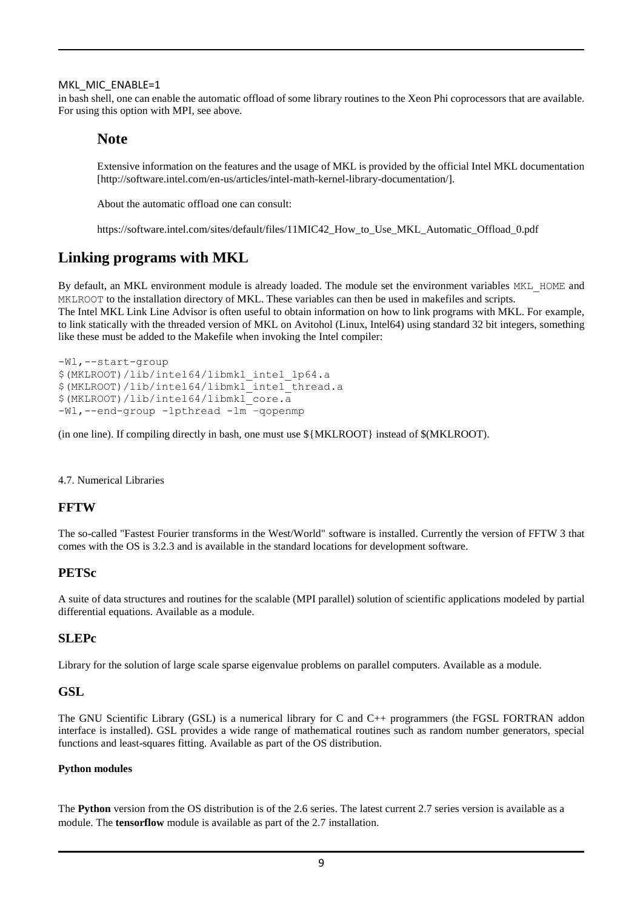MKL_MIC_ENABLE=1

in bash shell, one can enable the automatic offload of some library routines to the Xeon Phi coprocessors that are available. For using this option with MPI, see above.

### Note

Extensive information on the features and the usage of MKL is provided by the official Intel MKL documentation [http://software.intel.com/en-us/articles/intel-math-kernel-library-documentation/].

About the automatic offload one can consult:

https://software.intel.com/sites/default/files/11MIC42_How_to_Use_MKL_Automatic_Offload_0.pdf

## Linking programs with MKL

By default, an MKL environment module is already loaded. The module set the environment variables `MKL_HOME` and `MKLROOT` to the installation directory of MKL. These variables can then be used in makefiles and scripts.
The Intel MKL Link Line Advisor is often useful to obtain information on how to link programs with MKL. For example, to link statically with the threaded version of MKL on Avitohol (Linux, Intel64) using standard 32 bit integers, something like these must be added to the Makefile when invoking the Intel compiler:

```
-Wl,--start-group
$(MKLROOT)/lib/intel64/libmkl_intel_lp64.a
$(MKLROOT)/lib/intel64/libmkl_intel_thread.a
$(MKLROOT)/lib/intel64/libmkl_core.a
-Wl,--end-group -lpthread -lm –qopenmp
```

(in one line). If compiling directly in bash, one must use ${MKLROOT} instead of $(MKLROOT).

4.7. Numerical Libraries

## FFTW

The so-called "Fastest Fourier transforms in the West/World" software is installed. Currently the version of FFTW 3 that comes with the OS is 3.2.3 and is available in the standard locations for development software.

## PETSc

A suite of data structures and routines for the scalable (MPI parallel) solution of scientific applications modeled by partial differential equations. Available as a module.

## SLEPc

Library for the solution of large scale sparse eigenvalue problems on parallel computers. Available as a module.

## GSL

The GNU Scientific Library (GSL) is a numerical library for C and C++ programmers (the FGSL FORTRAN addon interface is installed). GSL provides a wide range of mathematical routines such as random number generators, special functions and least-squares fitting. Available as part of the OS distribution.

#### Python modules

The **Python** version from the OS distribution is of the 2.6 series. The latest current 2.7 series version is available as a module. The **tensorflow** module is available as part of the 2.7 installation.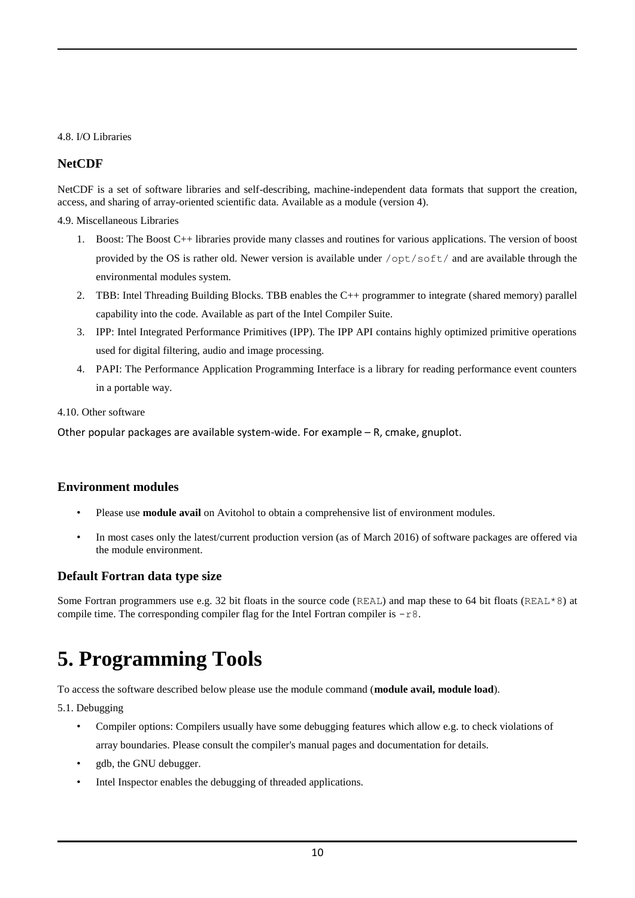4.8. I/O Libraries

### NetCDF

NetCDF is a set of software libraries and self-describing, machine-independent data formats that support the creation, access, and sharing of array-oriented scientific data. Available as a module (version 4).

4.9. Miscellaneous Libraries

1. Boost: The Boost C++ libraries provide many classes and routines for various applications. The version of boost provided by the OS is rather old. Newer version is available under `/opt/soft/` and are available through the environmental modules system.
2. TBB: Intel Threading Building Blocks. TBB enables the C++ programmer to integrate (shared memory) parallel capability into the code. Available as part of the Intel Compiler Suite.
3. IPP: Intel Integrated Performance Primitives (IPP). The IPP API contains highly optimized primitive operations used for digital filtering, audio and image processing.
4. PAPI: The Performance Application Programming Interface is a library for reading performance event counters in a portable way.

4.10. Other software

Other popular packages are available system-wide. For example – R, cmake, gnuplot.

### Environment modules

- Please use **module avail** on Avitohol to obtain a comprehensive list of environment modules.
- In most cases only the latest/current production version (as of March 2016) of software packages are offered via the module environment.

### Default Fortran data type size

Some Fortran programmers use e.g. 32 bit floats in the source code (`REAL`) and map these to 64 bit floats (`REAL*8`) at compile time. The corresponding compiler flag for the Intel Fortran compiler is `-r8`.

# 5. Programming Tools

To access the software described below please use the module command (**module avail, module load**).

5.1. Debugging

- Compiler options: Compilers usually have some debugging features which allow e.g. to check violations of array boundaries. Please consult the compiler's manual pages and documentation for details.
- gdb, the GNU debugger.
- Intel Inspector enables the debugging of threaded applications.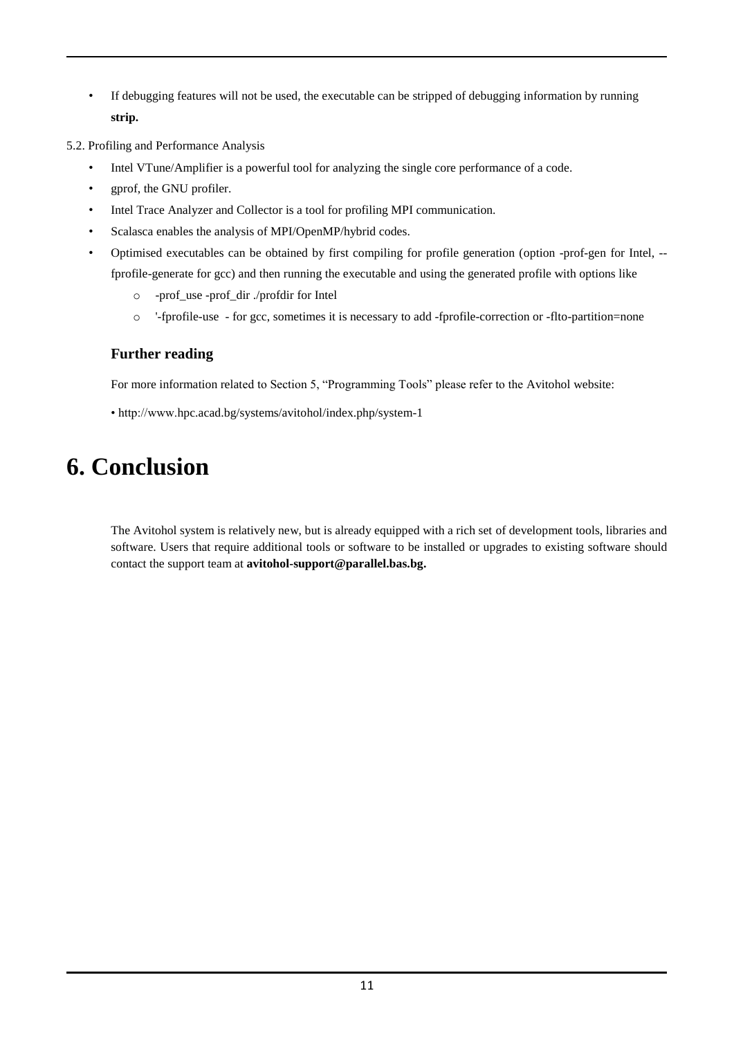- If debugging features will not be used, the executable can be stripped of debugging information by running **strip.**

5.2. Profiling and Performance Analysis

- Intel VTune/Amplifier is a powerful tool for analyzing the single core performance of a code.
- gprof, the GNU profiler.
- Intel Trace Analyzer and Collector is a tool for profiling MPI communication.
- Scalasca enables the analysis of MPI/OpenMP/hybrid codes.
- Optimised executables can be obtained by first compiling for profile generation (option -prof-gen for Intel, --fprofile-generate for gcc) and then running the executable and using the generated profile with options like
  - -prof_use -prof_dir ./profdir for Intel
  - '-fprofile-use - for gcc, sometimes it is necessary to add -fprofile-correction or -flto-partition=none

### Further reading

For more information related to Section 5, "Programming Tools" please refer to the Avitohol website:

• http://www.hpc.acad.bg/systems/avitohol/index.php/system-1

# 6. Conclusion

The Avitohol system is relatively new, but is already equipped with a rich set of development tools, libraries and software. Users that require additional tools or software to be installed or upgrades to existing software should contact the support team at **avitohol-support@parallel.bas.bg.**